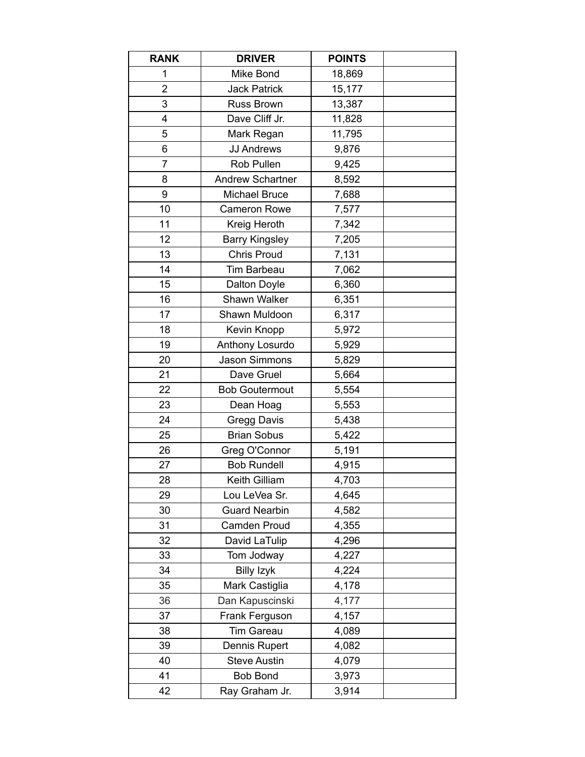| RANK | DRIVER | POINTS | |
|---|---|---|---|
| 1 | Mike Bond | 18,869 | |
| 2 | Jack Patrick | 15,177 | |
| 3 | Russ Brown | 13,387 | |
| 4 | Dave Cliff Jr. | 11,828 | |
| 5 | Mark Regan | 11,795 | |
| 6 | JJ Andrews | 9,876 | |
| 7 | Rob Pullen | 9,425 | |
| 8 | Andrew Schartner | 8,592 | |
| 9 | Michael Bruce | 7,688 | |
| 10 | Cameron Rowe | 7,577 | |
| 11 | Kreig Heroth | 7,342 | |
| 12 | Barry Kingsley | 7,205 | |
| 13 | Chris Proud | 7,131 | |
| 14 | Tim Barbeau | 7,062 | |
| 15 | Dalton Doyle | 6,360 | |
| 16 | Shawn Walker | 6,351 | |
| 17 | Shawn Muldoon | 6,317 | |
| 18 | Kevin Knopp | 5,972 | |
| 19 | Anthony Losurdo | 5,929 | |
| 20 | Jason Simmons | 5,829 | |
| 21 | Dave Gruel | 5,664 | |
| 22 | Bob Goutermout | 5,554 | |
| 23 | Dean Hoag | 5,553 | |
| 24 | Gregg Davis | 5,438 | |
| 25 | Brian Sobus | 5,422 | |
| 26 | Greg O'Connor | 5,191 | |
| 27 | Bob Rundell | 4,915 | |
| 28 | Keith Gilliam | 4,703 | |
| 29 | Lou LeVea Sr. | 4,645 | |
| 30 | Guard Nearbin | 4,582 | |
| 31 | Camden Proud | 4,355 | |
| 32 | David LaTulip | 4,296 | |
| 33 | Tom Jodway | 4,227 | |
| 34 | Billy Izyk | 4,224 | |
| 35 | Mark Castiglia | 4,178 | |
| 36 | Dan Kapuscinski | 4,177 | |
| 37 | Frank Ferguson | 4,157 | |
| 38 | Tim Gareau | 4,089 | |
| 39 | Dennis Rupert | 4,082 | |
| 40 | Steve Austin | 4,079 | |
| 41 | Bob Bond | 3,973 | |
| 42 | Ray Graham Jr. | 3,914 | |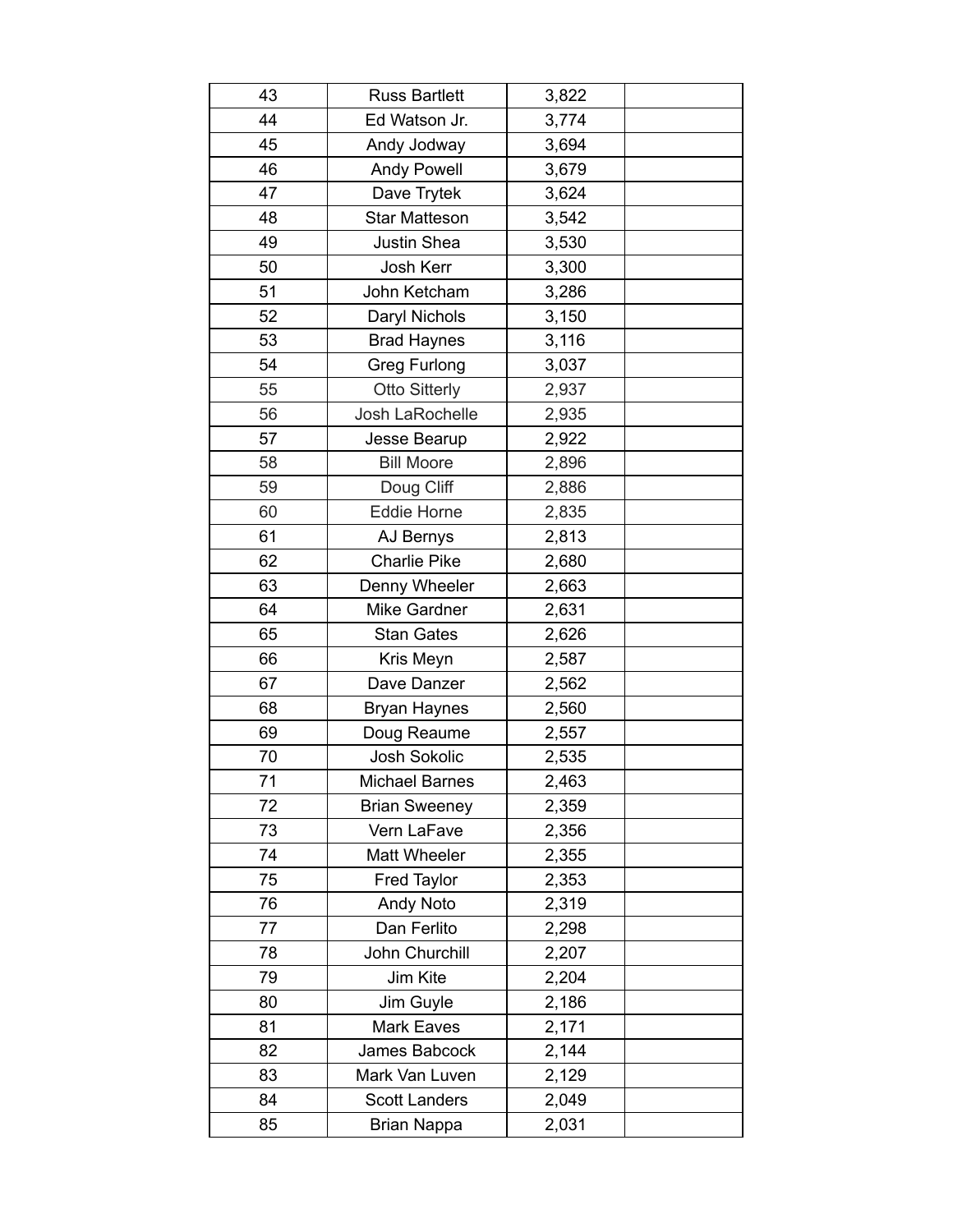| | | | |
|---|---|---|---|
| 43 | Russ Bartlett | 3,822 | |
| 44 | Ed Watson Jr. | 3,774 | |
| 45 | Andy Jodway | 3,694 | |
| 46 | Andy Powell | 3,679 | |
| 47 | Dave Trytek | 3,624 | |
| 48 | Star Matteson | 3,542 | |
| 49 | Justin Shea | 3,530 | |
| 50 | Josh Kerr | 3,300 | |
| 51 | John Ketcham | 3,286 | |
| 52 | Daryl Nichols | 3,150 | |
| 53 | Brad Haynes | 3,116 | |
| 54 | Greg Furlong | 3,037 | |
| 55 | Otto Sitterly | 2,937 | |
| 56 | Josh LaRochelle | 2,935 | |
| 57 | Jesse Bearup | 2,922 | |
| 58 | Bill Moore | 2,896 | |
| 59 | Doug Cliff | 2,886 | |
| 60 | Eddie Horne | 2,835 | |
| 61 | AJ Bernys | 2,813 | |
| 62 | Charlie Pike | 2,680 | |
| 63 | Denny Wheeler | 2,663 | |
| 64 | Mike Gardner | 2,631 | |
| 65 | Stan Gates | 2,626 | |
| 66 | Kris Meyn | 2,587 | |
| 67 | Dave Danzer | 2,562 | |
| 68 | Bryan Haynes | 2,560 | |
| 69 | Doug Reaume | 2,557 | |
| 70 | Josh Sokolic | 2,535 | |
| 71 | Michael Barnes | 2,463 | |
| 72 | Brian Sweeney | 2,359 | |
| 73 | Vern LaFave | 2,356 | |
| 74 | Matt Wheeler | 2,355 | |
| 75 | Fred Taylor | 2,353 | |
| 76 | Andy Noto | 2,319 | |
| 77 | Dan Ferlito | 2,298 | |
| 78 | John Churchill | 2,207 | |
| 79 | Jim Kite | 2,204 | |
| 80 | Jim Guyle | 2,186 | |
| 81 | Mark Eaves | 2,171 | |
| 82 | James Babcock | 2,144 | |
| 83 | Mark Van Luven | 2,129 | |
| 84 | Scott Landers | 2,049 | |
| 85 | Brian Nappa | 2,031 | |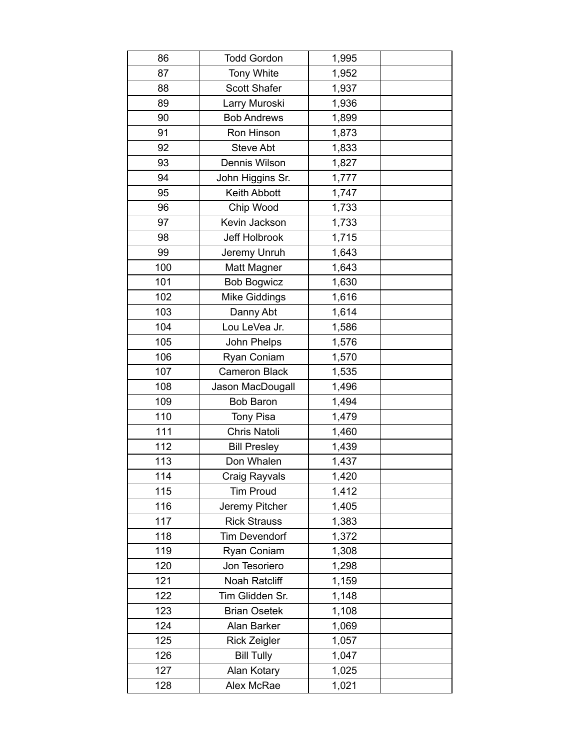| | | | |
|---|---|---|---|
| 86 | Todd Gordon | 1,995 | |
| 87 | Tony White | 1,952 | |
| 88 | Scott Shafer | 1,937 | |
| 89 | Larry Muroski | 1,936 | |
| 90 | Bob Andrews | 1,899 | |
| 91 | Ron Hinson | 1,873 | |
| 92 | Steve Abt | 1,833 | |
| 93 | Dennis Wilson | 1,827 | |
| 94 | John Higgins Sr. | 1,777 | |
| 95 | Keith Abbott | 1,747 | |
| 96 | Chip Wood | 1,733 | |
| 97 | Kevin Jackson | 1,733 | |
| 98 | Jeff Holbrook | 1,715 | |
| 99 | Jeremy Unruh | 1,643 | |
| 100 | Matt Magner | 1,643 | |
| 101 | Bob Bogwicz | 1,630 | |
| 102 | Mike Giddings | 1,616 | |
| 103 | Danny Abt | 1,614 | |
| 104 | Lou LeVea Jr. | 1,586 | |
| 105 | John Phelps | 1,576 | |
| 106 | Ryan Coniam | 1,570 | |
| 107 | Cameron Black | 1,535 | |
| 108 | Jason MacDougall | 1,496 | |
| 109 | Bob Baron | 1,494 | |
| 110 | Tony Pisa | 1,479 | |
| 111 | Chris Natoli | 1,460 | |
| 112 | Bill Presley | 1,439 | |
| 113 | Don Whalen | 1,437 | |
| 114 | Craig Rayvals | 1,420 | |
| 115 | Tim Proud | 1,412 | |
| 116 | Jeremy Pitcher | 1,405 | |
| 117 | Rick Strauss | 1,383 | |
| 118 | Tim Devendorf | 1,372 | |
| 119 | Ryan Coniam | 1,308 | |
| 120 | Jon Tesoriero | 1,298 | |
| 121 | Noah Ratcliff | 1,159 | |
| 122 | Tim Glidden Sr. | 1,148 | |
| 123 | Brian Osetek | 1,108 | |
| 124 | Alan Barker | 1,069 | |
| 125 | Rick Zeigler | 1,057 | |
| 126 | Bill Tully | 1,047 | |
| 127 | Alan Kotary | 1,025 | |
| 128 | Alex McRae | 1,021 | |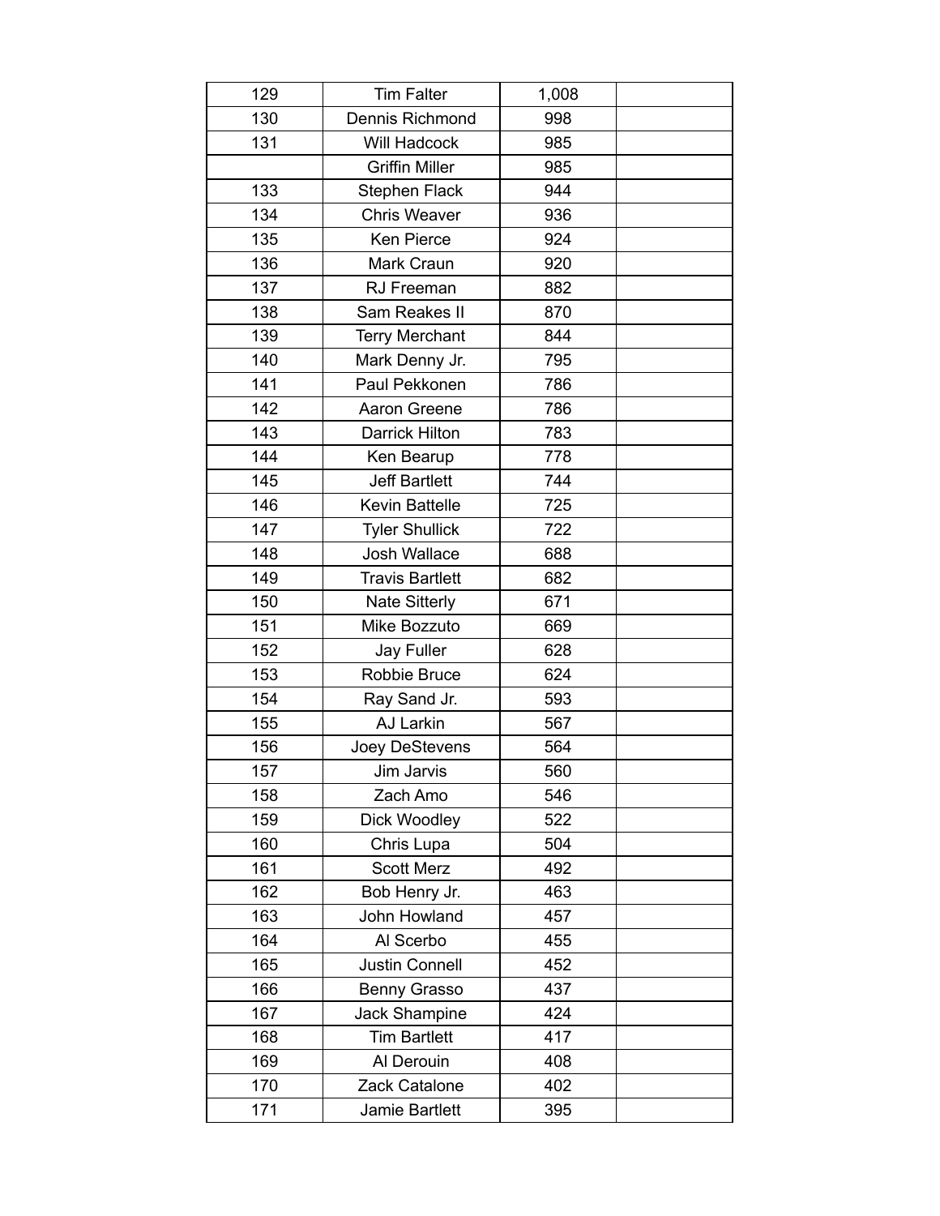| | | | |
|---|---|---|---|
| 129 | Tim Falter | 1,008 | |
| 130 | Dennis Richmond | 998 | |
| 131 | Will Hadcock | 985 | |
| | Griffin Miller | 985 | |
| 133 | Stephen Flack | 944 | |
| 134 | Chris Weaver | 936 | |
| 135 | Ken Pierce | 924 | |
| 136 | Mark Craun | 920 | |
| 137 | RJ Freeman | 882 | |
| 138 | Sam Reakes II | 870 | |
| 139 | Terry Merchant | 844 | |
| 140 | Mark Denny Jr. | 795 | |
| 141 | Paul Pekkonen | 786 | |
| 142 | Aaron Greene | 786 | |
| 143 | Darrick Hilton | 783 | |
| 144 | Ken Bearup | 778 | |
| 145 | Jeff Bartlett | 744 | |
| 146 | Kevin Battelle | 725 | |
| 147 | Tyler Shullick | 722 | |
| 148 | Josh Wallace | 688 | |
| 149 | Travis Bartlett | 682 | |
| 150 | Nate Sitterly | 671 | |
| 151 | Mike Bozzuto | 669 | |
| 152 | Jay Fuller | 628 | |
| 153 | Robbie Bruce | 624 | |
| 154 | Ray Sand Jr. | 593 | |
| 155 | AJ Larkin | 567 | |
| 156 | Joey DeStevens | 564 | |
| 157 | Jim Jarvis | 560 | |
| 158 | Zach Amo | 546 | |
| 159 | Dick Woodley | 522 | |
| 160 | Chris Lupa | 504 | |
| 161 | Scott Merz | 492 | |
| 162 | Bob Henry Jr. | 463 | |
| 163 | John Howland | 457 | |
| 164 | Al Scerbo | 455 | |
| 165 | Justin Connell | 452 | |
| 166 | Benny Grasso | 437 | |
| 167 | Jack Shampine | 424 | |
| 168 | Tim Bartlett | 417 | |
| 169 | Al Derouin | 408 | |
| 170 | Zack Catalone | 402 | |
| 171 | Jamie Bartlett | 395 | |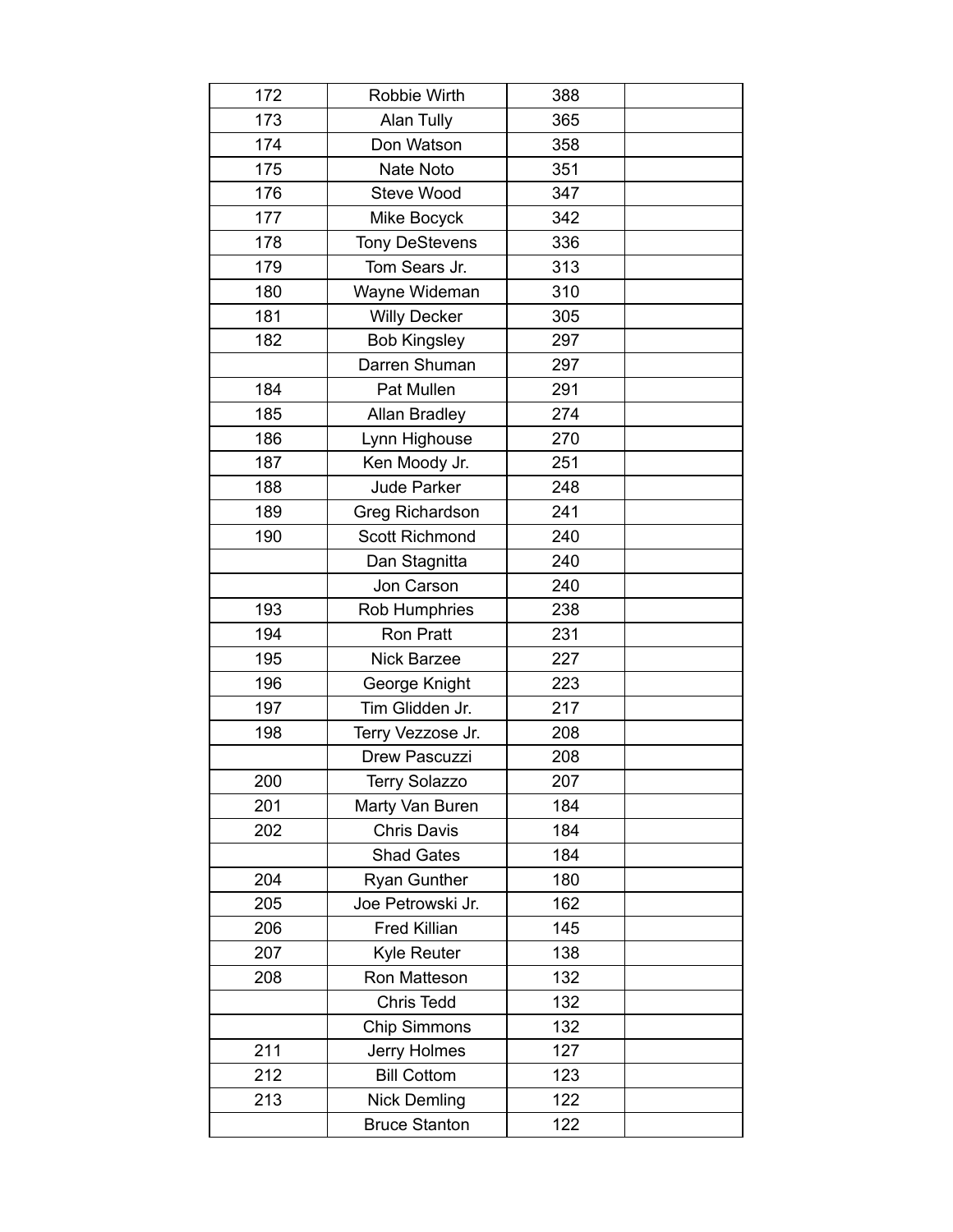| | | | |
|---|---|---|---|
| 172 | Robbie Wirth | 388 | |
| 173 | Alan Tully | 365 | |
| 174 | Don Watson | 358 | |
| 175 | Nate Noto | 351 | |
| 176 | Steve Wood | 347 | |
| 177 | Mike Bocyck | 342 | |
| 178 | Tony DeStevens | 336 | |
| 179 | Tom Sears Jr. | 313 | |
| 180 | Wayne Wideman | 310 | |
| 181 | Willy Decker | 305 | |
| 182 | Bob Kingsley | 297 | |
| | Darren Shuman | 297 | |
| 184 | Pat Mullen | 291 | |
| 185 | Allan Bradley | 274 | |
| 186 | Lynn Highouse | 270 | |
| 187 | Ken Moody Jr. | 251 | |
| 188 | Jude Parker | 248 | |
| 189 | Greg Richardson | 241 | |
| 190 | Scott Richmond | 240 | |
| | Dan Stagnitta | 240 | |
| | Jon Carson | 240 | |
| 193 | Rob Humphries | 238 | |
| 194 | Ron Pratt | 231 | |
| 195 | Nick Barzee | 227 | |
| 196 | George Knight | 223 | |
| 197 | Tim Glidden Jr. | 217 | |
| 198 | Terry Vezzose Jr. | 208 | |
| | Drew Pascuzzi | 208 | |
| 200 | Terry Solazzo | 207 | |
| 201 | Marty Van Buren | 184 | |
| 202 | Chris Davis | 184 | |
| | Shad Gates | 184 | |
| 204 | Ryan Gunther | 180 | |
| 205 | Joe Petrowski Jr. | 162 | |
| 206 | Fred Killian | 145 | |
| 207 | Kyle Reuter | 138 | |
| 208 | Ron Matteson | 132 | |
| | Chris Tedd | 132 | |
| | Chip Simmons | 132 | |
| 211 | Jerry Holmes | 127 | |
| 212 | Bill Cottom | 123 | |
| 213 | Nick Demling | 122 | |
| | Bruce Stanton | 122 | |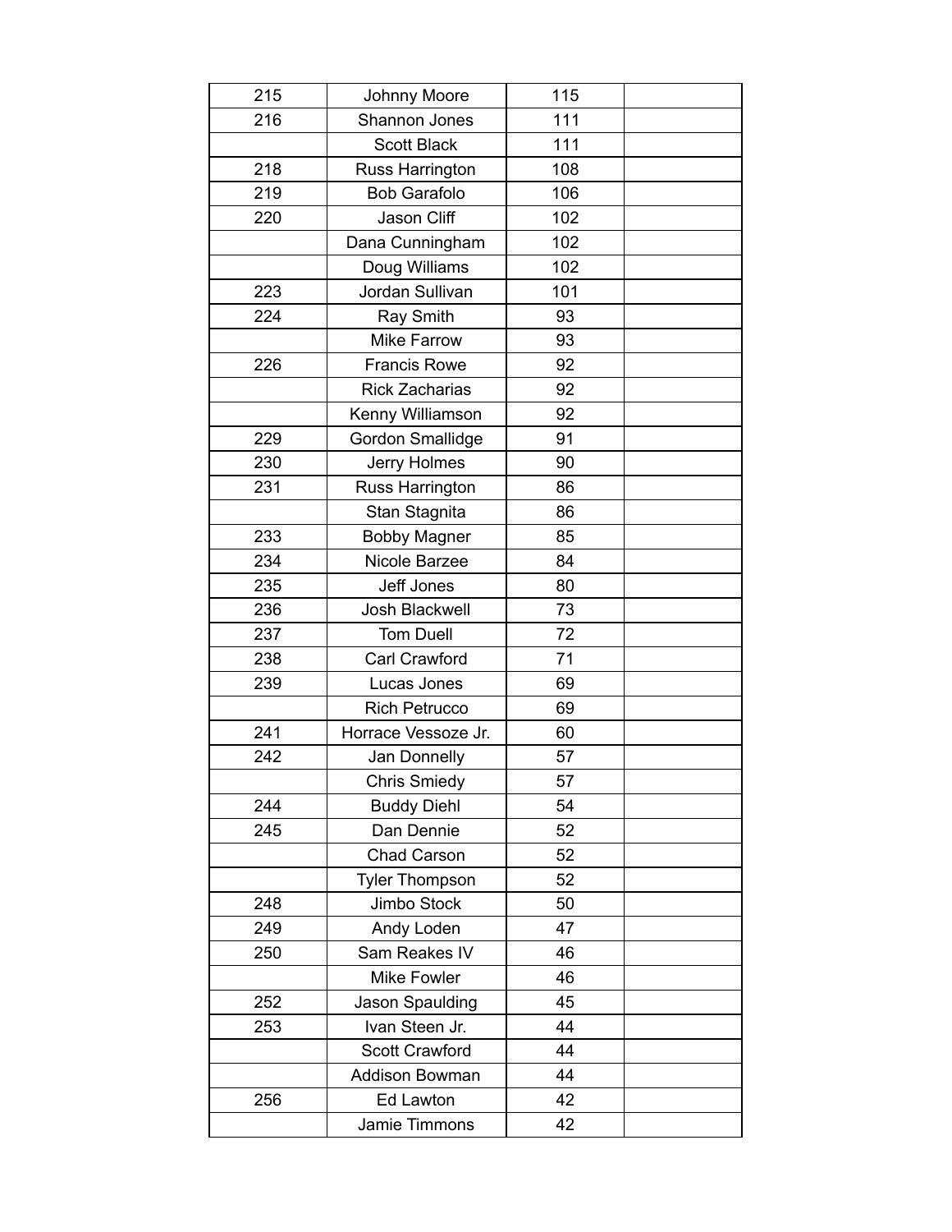| | | | |
|---|---|---|---|
| 215 | Johnny Moore | 115 | |
| 216 | Shannon Jones | 111 | |
| | Scott Black | 111 | |
| 218 | Russ Harrington | 108 | |
| 219 | Bob Garafolo | 106 | |
| 220 | Jason Cliff | 102 | |
| | Dana Cunningham | 102 | |
| | Doug Williams | 102 | |
| 223 | Jordan Sullivan | 101 | |
| 224 | Ray Smith | 93 | |
| | Mike Farrow | 93 | |
| 226 | Francis Rowe | 92 | |
| | Rick Zacharias | 92 | |
| | Kenny Williamson | 92 | |
| 229 | Gordon Smallidge | 91 | |
| 230 | Jerry Holmes | 90 | |
| 231 | Russ Harrington | 86 | |
| | Stan Stagnita | 86 | |
| 233 | Bobby Magner | 85 | |
| 234 | Nicole Barzee | 84 | |
| 235 | Jeff Jones | 80 | |
| 236 | Josh Blackwell | 73 | |
| 237 | Tom Duell | 72 | |
| 238 | Carl Crawford | 71 | |
| 239 | Lucas Jones | 69 | |
| | Rich Petrucco | 69 | |
| 241 | Horrace Vessoze Jr. | 60 | |
| 242 | Jan Donnelly | 57 | |
| | Chris Smiedy | 57 | |
| 244 | Buddy Diehl | 54 | |
| 245 | Dan Dennie | 52 | |
| | Chad Carson | 52 | |
| | Tyler Thompson | 52 | |
| 248 | Jimbo Stock | 50 | |
| 249 | Andy Loden | 47 | |
| 250 | Sam Reakes IV | 46 | |
| | Mike Fowler | 46 | |
| 252 | Jason Spaulding | 45 | |
| 253 | Ivan Steen Jr. | 44 | |
| | Scott Crawford | 44 | |
| | Addison Bowman | 44 | |
| 256 | Ed Lawton | 42 | |
| | Jamie Timmons | 42 | |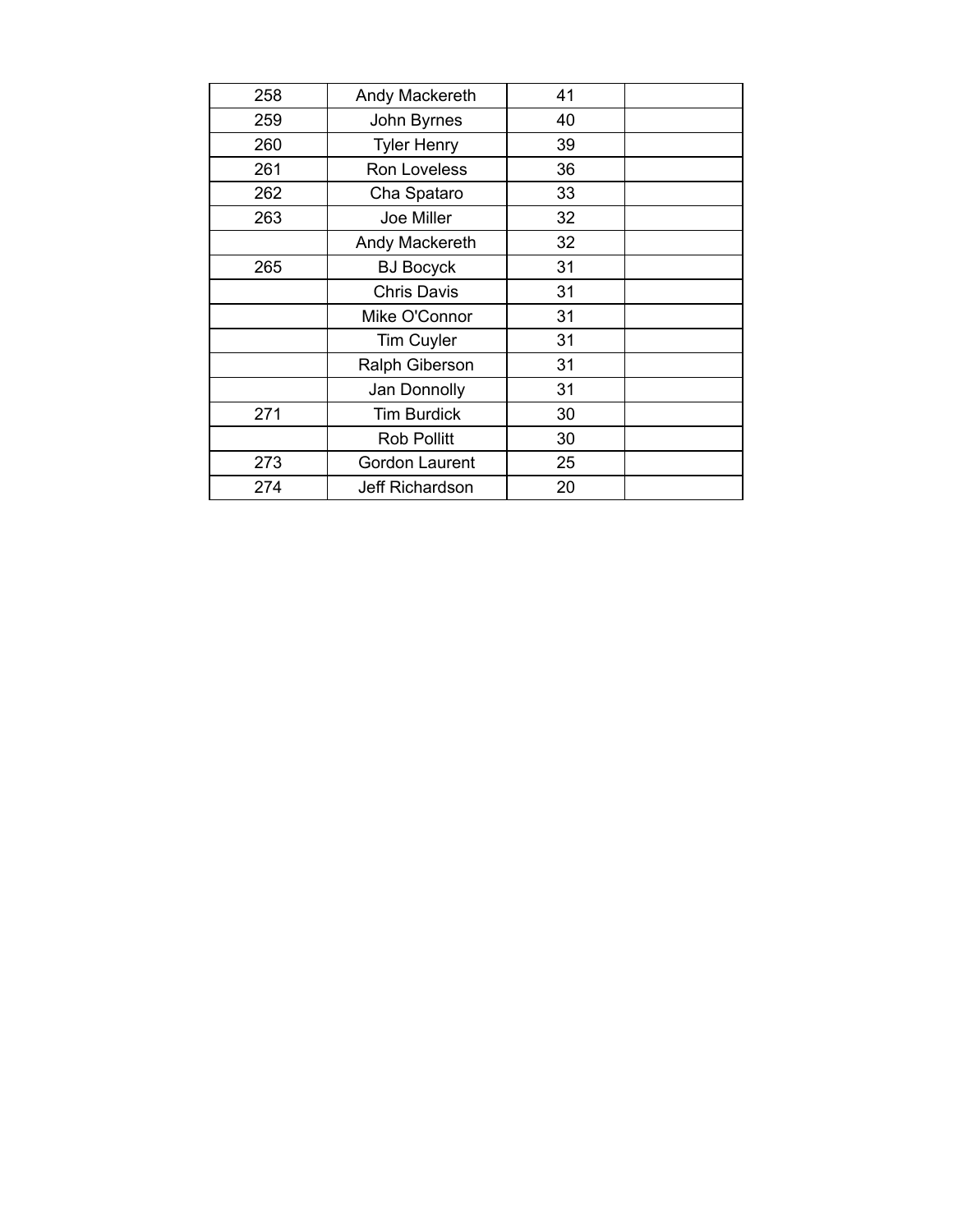| | | | |
|---|---|---|---|
| 258 | Andy Mackereth | 41 | |
| 259 | John Byrnes | 40 | |
| 260 | Tyler Henry | 39 | |
| 261 | Ron Loveless | 36 | |
| 262 | Cha Spataro | 33 | |
| 263 | Joe Miller | 32 | |
| | Andy Mackereth | 32 | |
| 265 | BJ Bocyck | 31 | |
| | Chris Davis | 31 | |
| | Mike O'Connor | 31 | |
| | Tim Cuyler | 31 | |
| | Ralph Giberson | 31 | |
| | Jan Donnolly | 31 | |
| 271 | Tim Burdick | 30 | |
| | Rob Pollitt | 30 | |
| 273 | Gordon Laurent | 25 | |
| 274 | Jeff Richardson | 20 | |